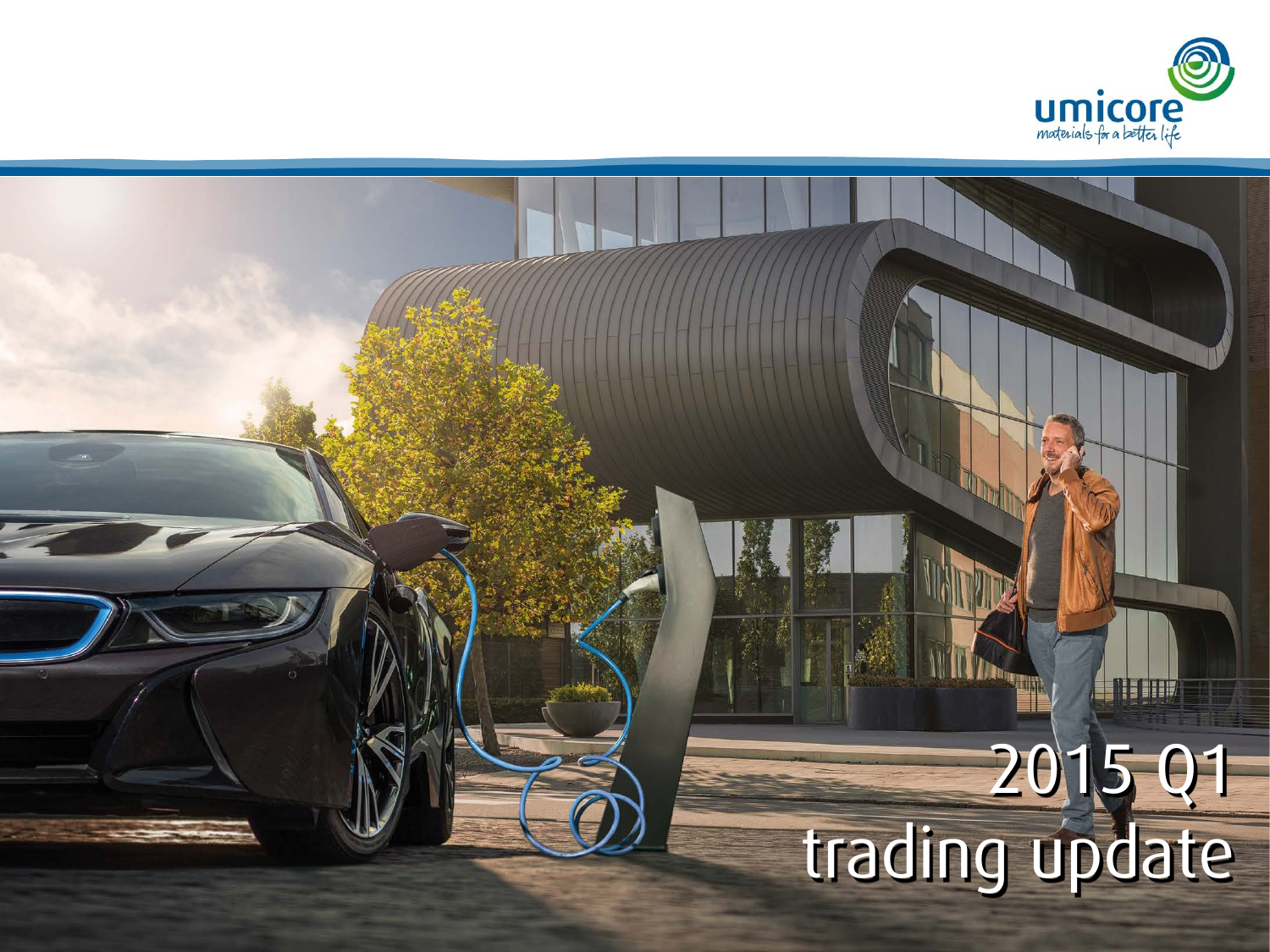umicore

materials for a better life

# 2015 Q1 trading update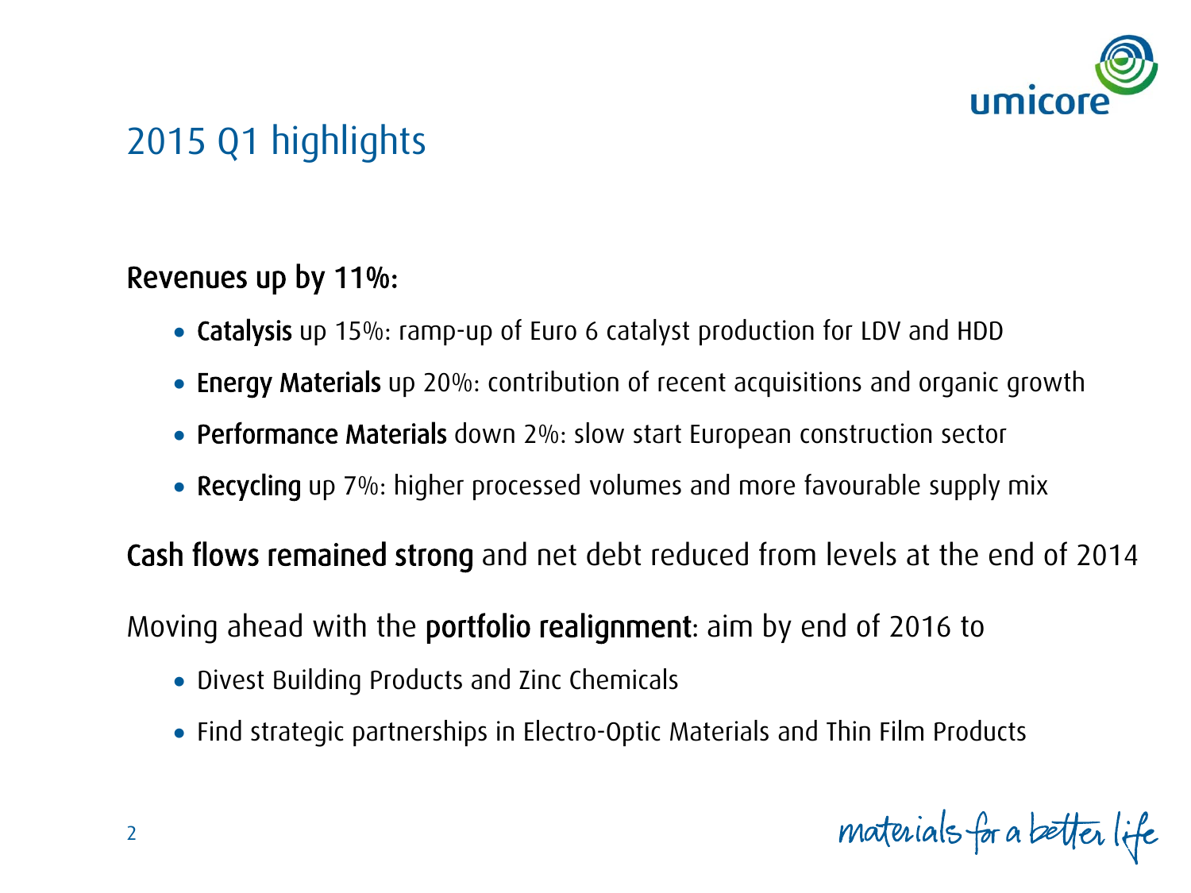# 2015 Q1 highlights

**Revenues up by 11%:**

- **Catalysis** up 15%: ramp-up of Euro 6 catalyst production for LDV and HDD
- **Energy Materials** up 20%: contribution of recent acquisitions and organic growth
- **Performance Materials** down 2%: slow start European construction sector
- **Recycling** up 7%: higher processed volumes and more favourable supply mix

**Cash flows remained strong** and net debt reduced from levels at the end of 2014

Moving ahead with the **portfolio realignment**: aim by end of 2016 to

- Divest Building Products and Zinc Chemicals
- Find strategic partnerships in Electro-Optic Materials and Thin Film Products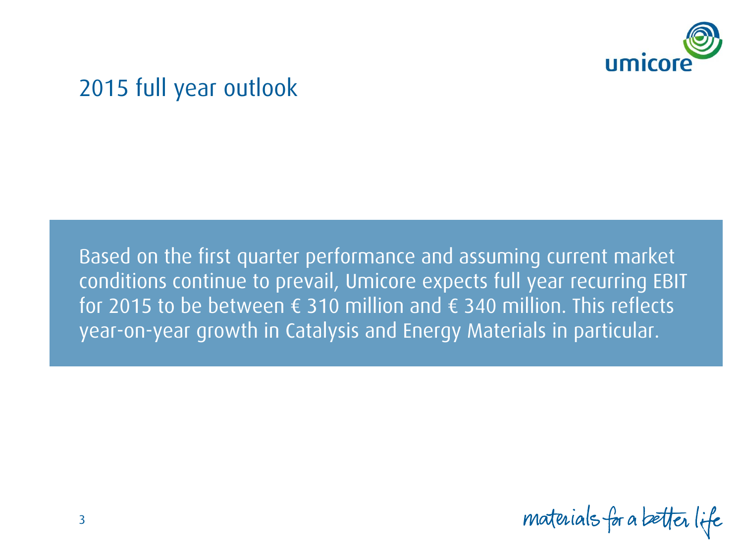# 2015 full year outlook

Based on the first quarter performance and assuming current market conditions continue to prevail, Umicore expects full year recurring EBIT for 2015 to be between € 310 million and € 340 million. This reflects year-on-year growth in Catalysis and Energy Materials in particular.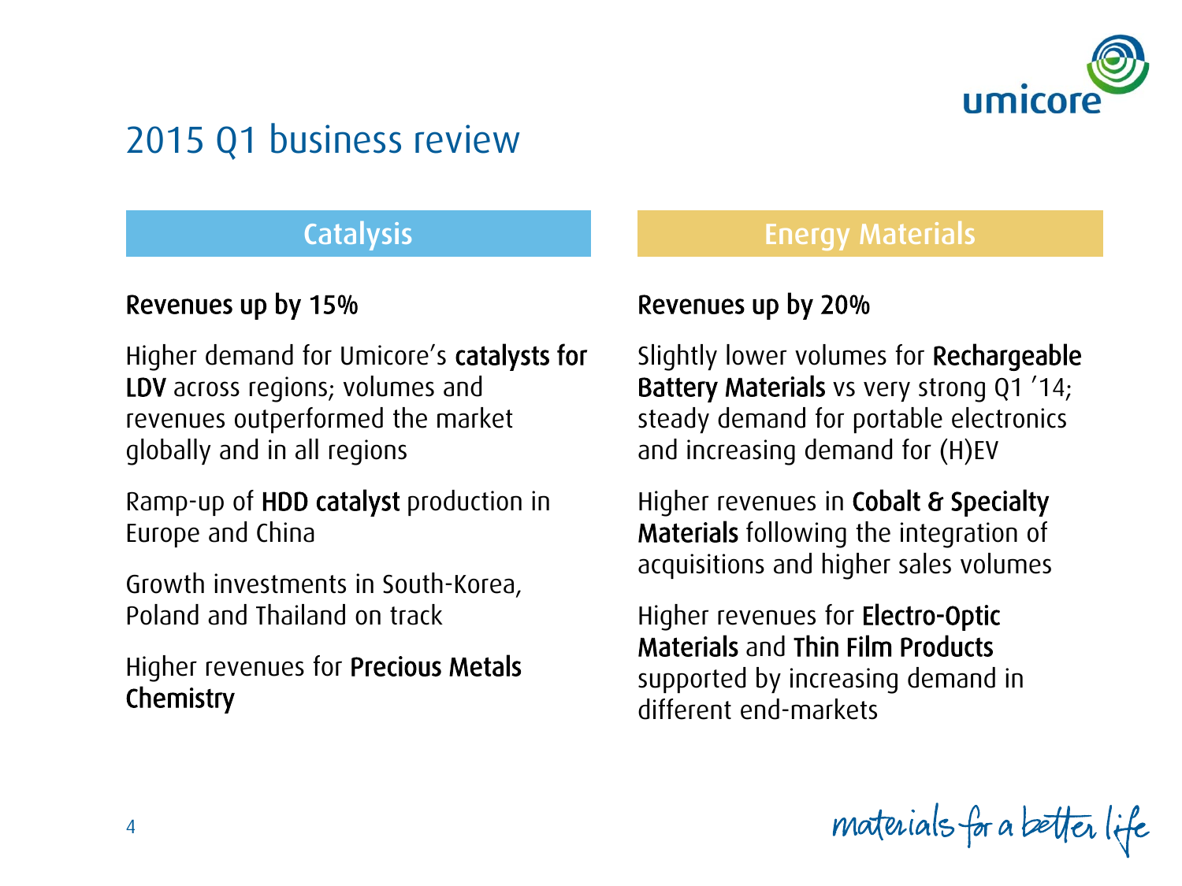# 2015 Q1 business review

## Catalysis

**Revenues up by 15%**

Higher demand for Umicore's **catalysts for LDV** across regions; volumes and revenues outperformed the market globally and in all regions

Ramp-up of **HDD catalyst** production in Europe and China

Growth investments in South-Korea, Poland and Thailand on track

Higher revenues for **Precious Metals Chemistry**

## Energy Materials

**Revenues up by 20%**

Slightly lower volumes for **Rechargeable Battery Materials** vs very strong Q1 '14; steady demand for portable electronics and increasing demand for (H)EV

Higher revenues in **Cobalt & Specialty Materials** following the integration of acquisitions and higher sales volumes

Higher revenues for **Electro-Optic Materials** and **Thin Film Products** supported by increasing demand in different end-markets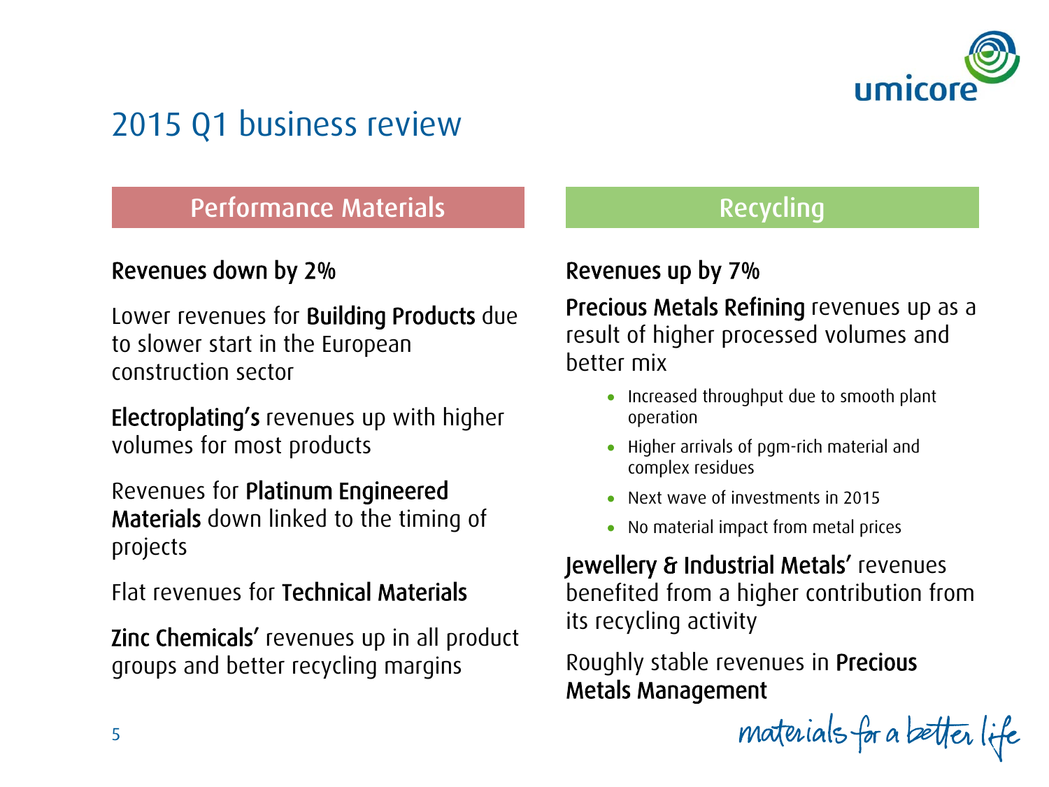# 2015 Q1 business review

## Performance Materials

**Revenues down by 2%**

Lower revenues for **Building Products** due to slower start in the European construction sector

**Electroplating's** revenues up with higher volumes for most products

Revenues for **Platinum Engineered Materials** down linked to the timing of projects

Flat revenues for **Technical Materials**

**Zinc Chemicals'** revenues up in all product groups and better recycling margins

## Recycling

**Revenues up by 7%**

**Precious Metals Refining** revenues up as a result of higher processed volumes and better mix

- Increased throughput due to smooth plant operation
- Higher arrivals of pgm-rich material and complex residues
- Next wave of investments in 2015
- No material impact from metal prices

**Jewellery & Industrial Metals'** revenues benefited from a higher contribution from its recycling activity

Roughly stable revenues in **Precious Metals Management**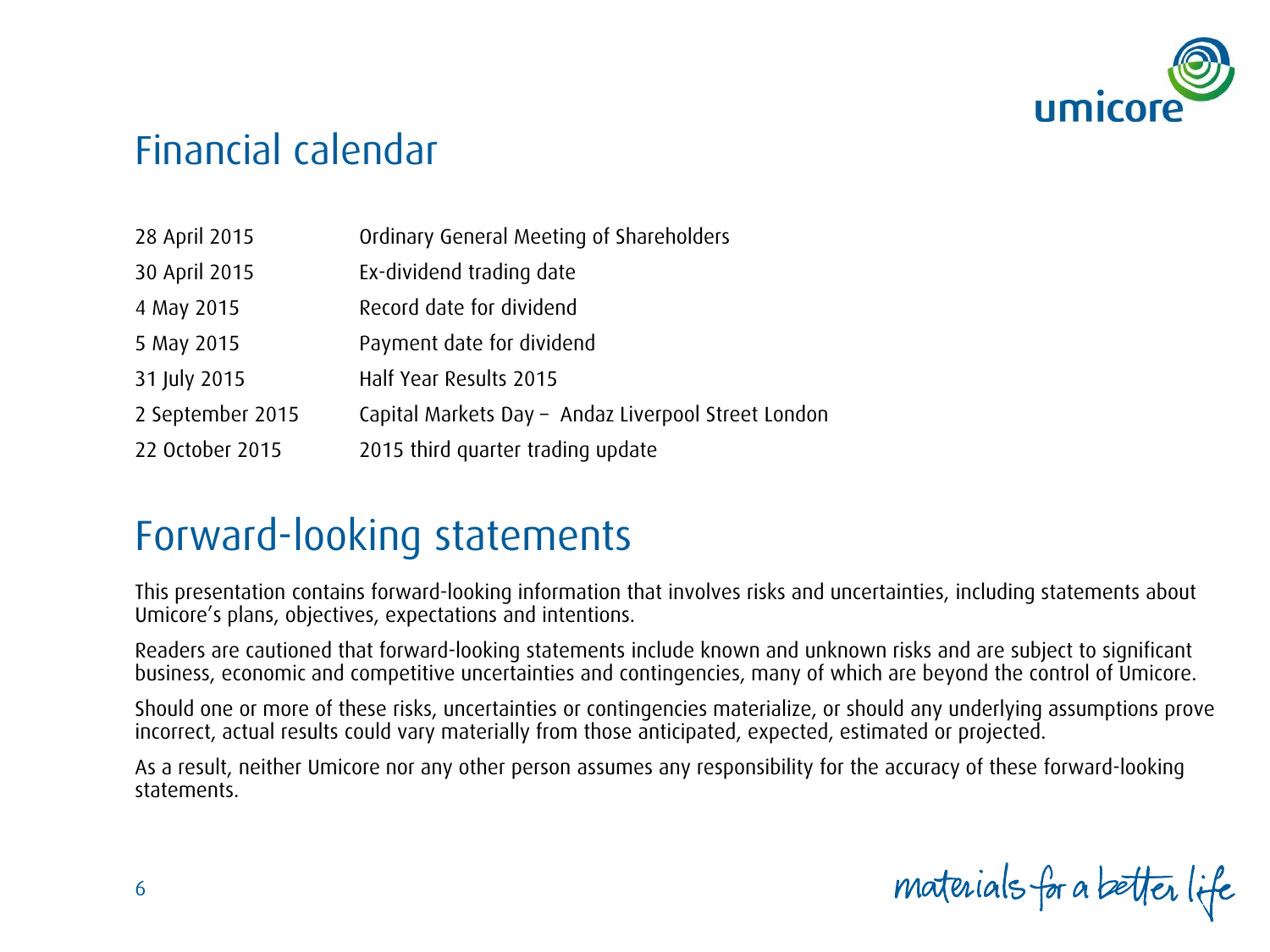# Financial calendar

| | |
|---|---|
| 28 April 2015 | Ordinary General Meeting of Shareholders |
| 30 April 2015 | Ex-dividend trading date |
| 4 May 2015 | Record date for dividend |
| 5 May 2015 | Payment date for dividend |
| 31 July 2015 | Half Year Results 2015 |
| 2 September 2015 | Capital Markets Day – Andaz Liverpool Street London |
| 22 October 2015 | 2015 third quarter trading update |

# Forward-looking statements

This presentation contains forward-looking information that involves risks and uncertainties, including statements about Umicore's plans, objectives, expectations and intentions.

Readers are cautioned that forward-looking statements include known and unknown risks and are subject to significant business, economic and competitive uncertainties and contingencies, many of which are beyond the control of Umicore.

Should one or more of these risks, uncertainties or contingencies materialize, or should any underlying assumptions prove incorrect, actual results could vary materially from those anticipated, expected, estimated or projected.

As a result, neither Umicore nor any other person assumes any responsibility for the accuracy of these forward-looking statements.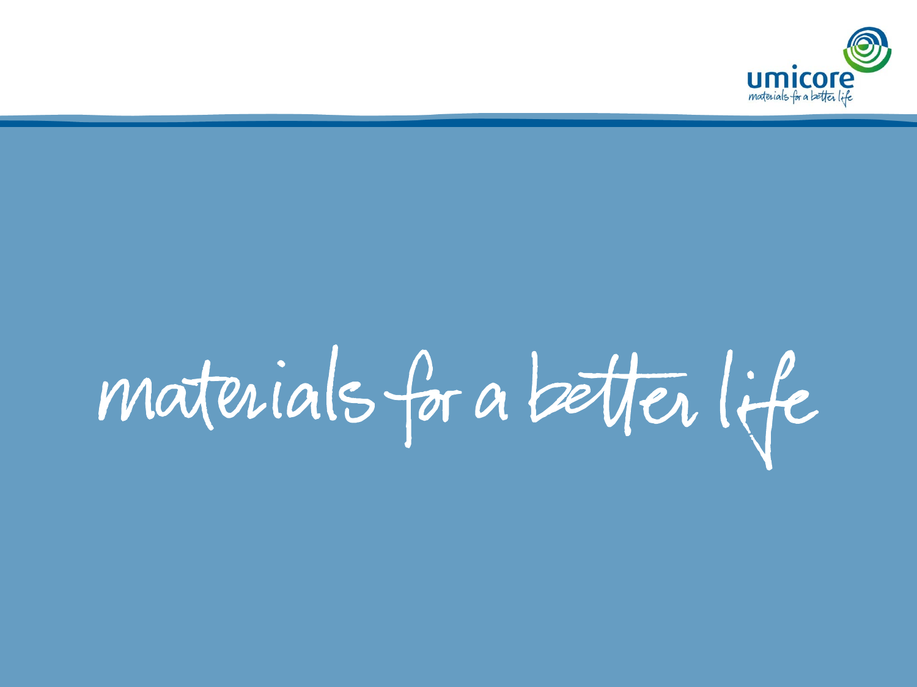umicore
materials for a better life

materials for a better life